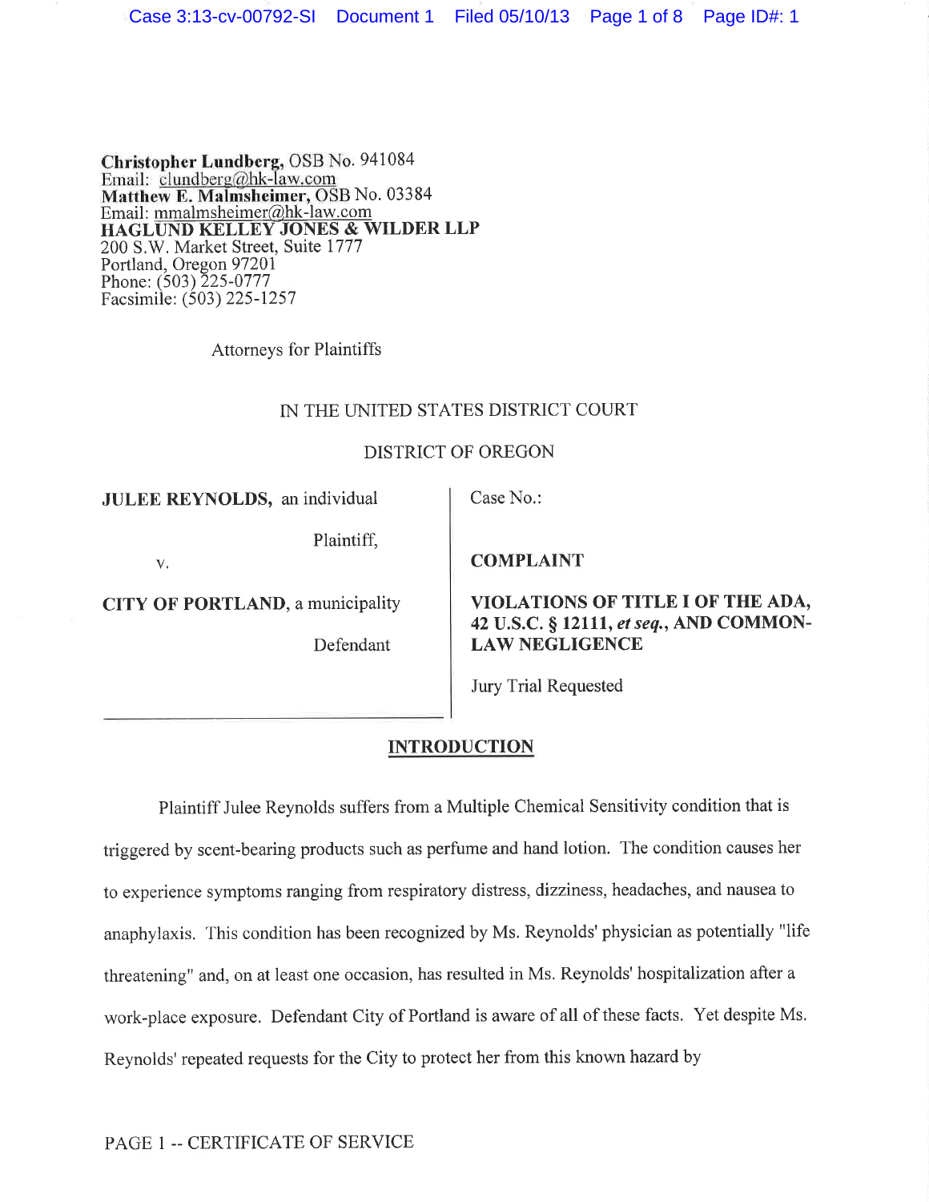**Christopher Lundberg**, OSB No. 941084
Email: clundberg@hk-law.com
**Matthew E. Malmsheimer**, OSB No. 03384
Email: mmalmsheimer@hk-law.com
**HAGLUND KELLEY JONES & WILDER LLP**
200 S.W. Market Street, Suite 1777
Portland, Oregon 97201
Phone: (503) 225-0777
Facsimile: (503) 225-1257

Attorneys for Plaintiffs

IN THE UNITED STATES DISTRICT COURT

DISTRICT OF OREGON

**JULEE REYNOLDS,** an individual

Plaintiff,

v.

**CITY OF PORTLAND**, a municipality

Defendant

Case No.:

**COMPLAINT**

**VIOLATIONS OF TITLE I OF THE ADA, 42 U.S.C. § 12111, *et seq.*, AND COMMON-LAW NEGLIGENCE**

Jury Trial Requested

## INTRODUCTION

Plaintiff Julee Reynolds suffers from a Multiple Chemical Sensitivity condition that is triggered by scent-bearing products such as perfume and hand lotion. The condition causes her to experience symptoms ranging from respiratory distress, dizziness, headaches, and nausea to anaphylaxis. This condition has been recognized by Ms. Reynolds' physician as potentially "life threatening" and, on at least one occasion, has resulted in Ms. Reynolds' hospitalization after a work-place exposure. Defendant City of Portland is aware of all of these facts. Yet despite Ms. Reynolds' repeated requests for the City to protect her from this known hazard by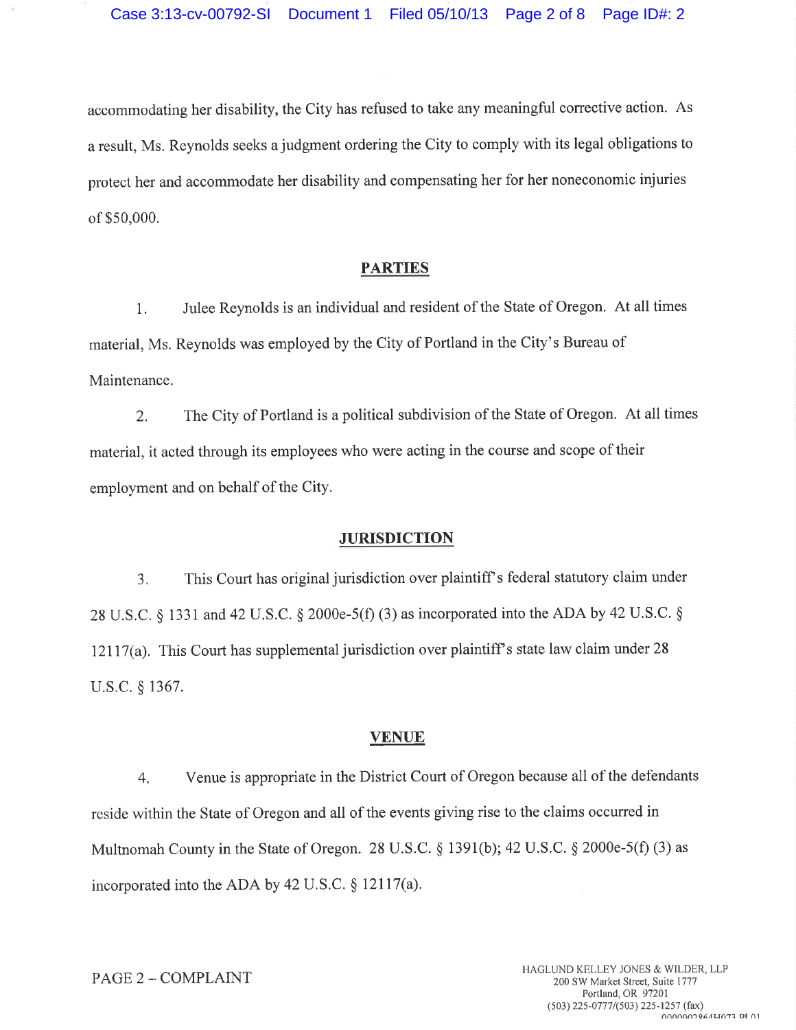accommodating her disability, the City has refused to take any meaningful corrective action. As a result, Ms. Reynolds seeks a judgment ordering the City to comply with its legal obligations to protect her and accommodate her disability and compensating her for her noneconomic injuries of $50,000.

## PARTIES

1. Julee Reynolds is an individual and resident of the State of Oregon. At all times material, Ms. Reynolds was employed by the City of Portland in the City's Bureau of Maintenance.

2. The City of Portland is a political subdivision of the State of Oregon. At all times material, it acted through its employees who were acting in the course and scope of their employment and on behalf of the City.

## JURISDICTION

3. This Court has original jurisdiction over plaintiff's federal statutory claim under 28 U.S.C. § 1331 and 42 U.S.C. § 2000e-5(f) (3) as incorporated into the ADA by 42 U.S.C. § 12117(a). This Court has supplemental jurisdiction over plaintiff's state law claim under 28 U.S.C. § 1367.

## VENUE

4. Venue is appropriate in the District Court of Oregon because all of the defendants reside within the State of Oregon and all of the events giving rise to the claims occurred in Multnomah County in the State of Oregon. 28 U.S.C. § 1391(b); 42 U.S.C. § 2000e-5(f) (3) as incorporated into the ADA by 42 U.S.C. § 12117(a).

PAGE 2 – COMPLAINT

HAGLUND KELLEY JONES & WILDER, LLP
200 SW Market Street, Suite 1777
Portland, OR 97201
(503) 225-0777/(503) 225-1257 (fax)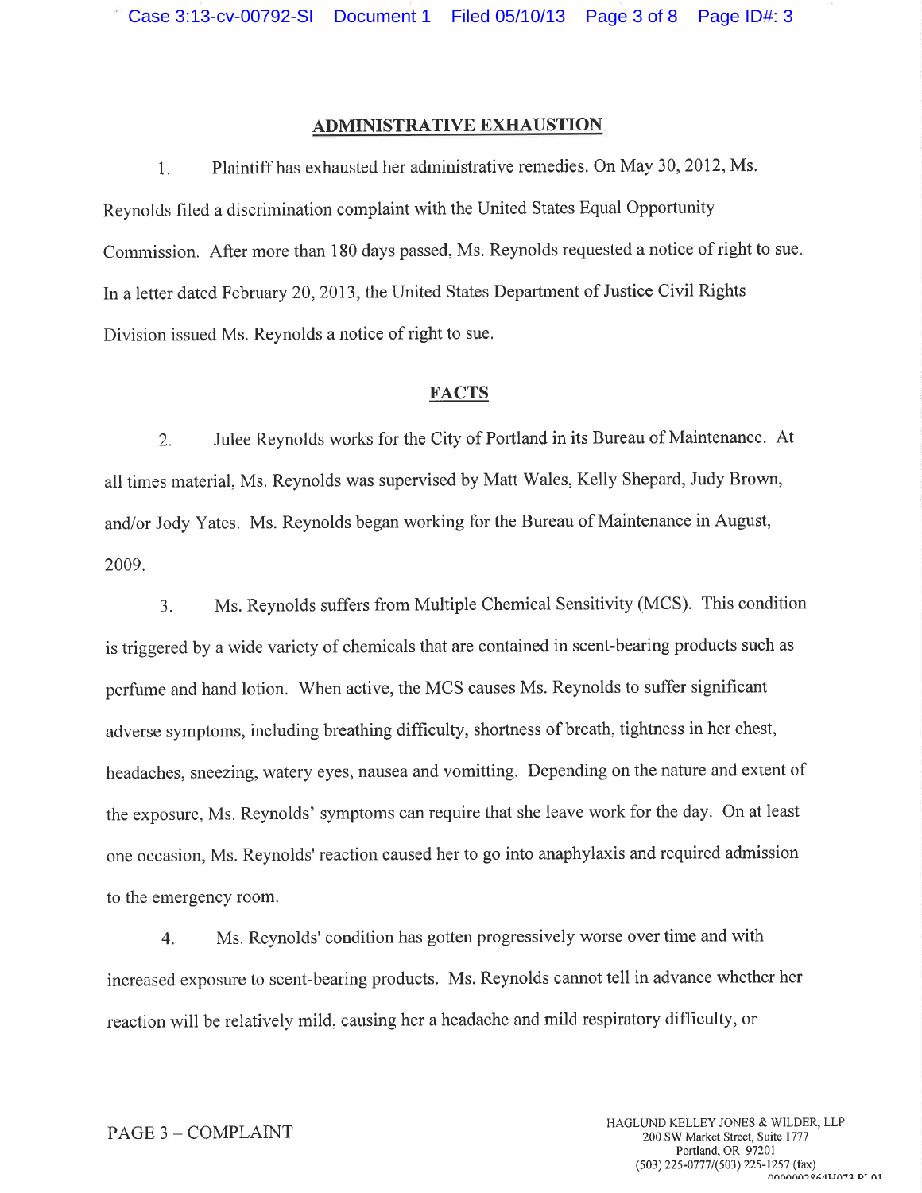## ADMINISTRATIVE EXHAUSTION

1. Plaintiff has exhausted her administrative remedies. On May 30, 2012, Ms. Reynolds filed a discrimination complaint with the United States Equal Opportunity Commission. After more than 180 days passed, Ms. Reynolds requested a notice of right to sue. In a letter dated February 20, 2013, the United States Department of Justice Civil Rights Division issued Ms. Reynolds a notice of right to sue.

## FACTS

2. Julee Reynolds works for the City of Portland in its Bureau of Maintenance. At all times material, Ms. Reynolds was supervised by Matt Wales, Kelly Shepard, Judy Brown, and/or Jody Yates. Ms. Reynolds began working for the Bureau of Maintenance in August, 2009.

3. Ms. Reynolds suffers from Multiple Chemical Sensitivity (MCS). This condition is triggered by a wide variety of chemicals that are contained in scent-bearing products such as perfume and hand lotion. When active, the MCS causes Ms. Reynolds to suffer significant adverse symptoms, including breathing difficulty, shortness of breath, tightness in her chest, headaches, sneezing, watery eyes, nausea and vomitting. Depending on the nature and extent of the exposure, Ms. Reynolds' symptoms can require that she leave work for the day. On at least one occasion, Ms. Reynolds' reaction caused her to go into anaphylaxis and required admission to the emergency room.

4. Ms. Reynolds' condition has gotten progressively worse over time and with increased exposure to scent-bearing products. Ms. Reynolds cannot tell in advance whether her reaction will be relatively mild, causing her a headache and mild respiratory difficulty, or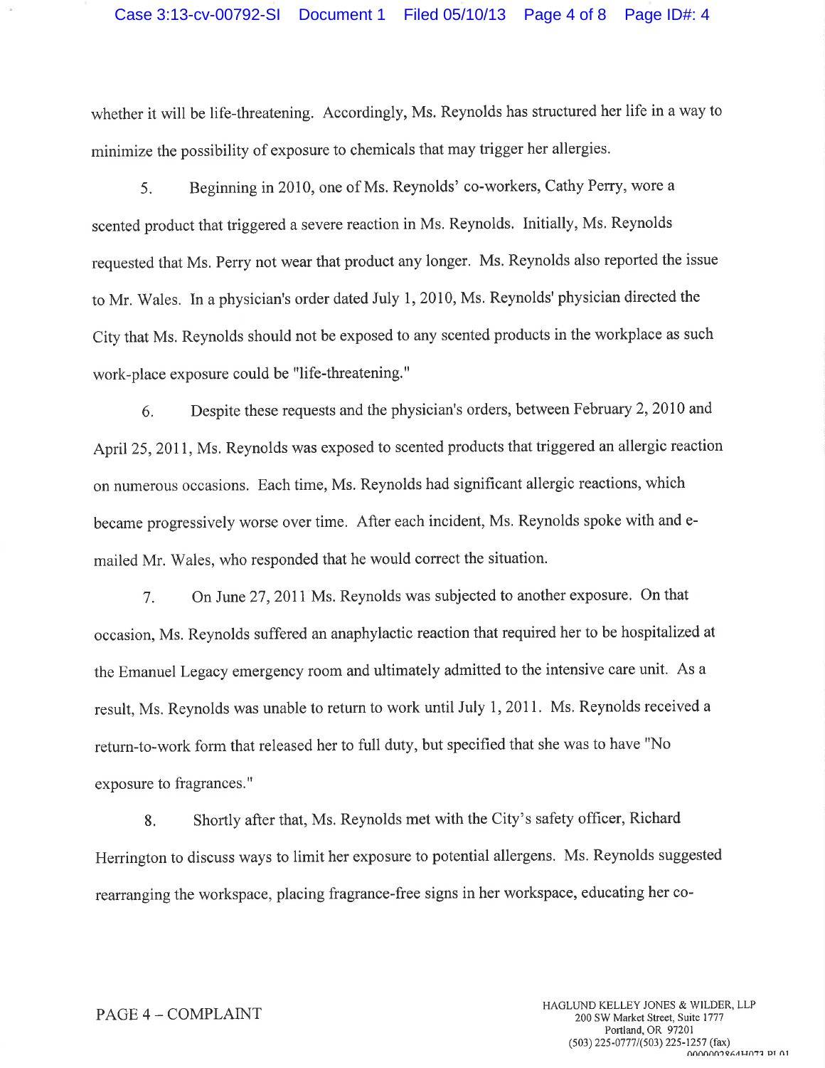whether it will be life-threatening. Accordingly, Ms. Reynolds has structured her life in a way to minimize the possibility of exposure to chemicals that may trigger her allergies.

5. Beginning in 2010, one of Ms. Reynolds' co-workers, Cathy Perry, wore a scented product that triggered a severe reaction in Ms. Reynolds. Initially, Ms. Reynolds requested that Ms. Perry not wear that product any longer. Ms. Reynolds also reported the issue to Mr. Wales. In a physician's order dated July 1, 2010, Ms. Reynolds' physician directed the City that Ms. Reynolds should not be exposed to any scented products in the workplace as such work-place exposure could be "life-threatening."

6. Despite these requests and the physician's orders, between February 2, 2010 and April 25, 2011, Ms. Reynolds was exposed to scented products that triggered an allergic reaction on numerous occasions. Each time, Ms. Reynolds had significant allergic reactions, which became progressively worse over time. After each incident, Ms. Reynolds spoke with and e-mailed Mr. Wales, who responded that he would correct the situation.

7. On June 27, 2011 Ms. Reynolds was subjected to another exposure. On that occasion, Ms. Reynolds suffered an anaphylactic reaction that required her to be hospitalized at the Emanuel Legacy emergency room and ultimately admitted to the intensive care unit. As a result, Ms. Reynolds was unable to return to work until July 1, 2011. Ms. Reynolds received a return-to-work form that released her to full duty, but specified that she was to have "No exposure to fragrances."

8. Shortly after that, Ms. Reynolds met with the City's safety officer, Richard Herrington to discuss ways to limit her exposure to potential allergens. Ms. Reynolds suggested rearranging the workspace, placing fragrance-free signs in her workspace, educating her co-

PAGE 4 – COMPLAINT

HAGLUND KELLEY JONES & WILDER, LLP
200 SW Market Street, Suite 1777
Portland, OR 97201
(503) 225-0777/(503) 225-1257 (fax)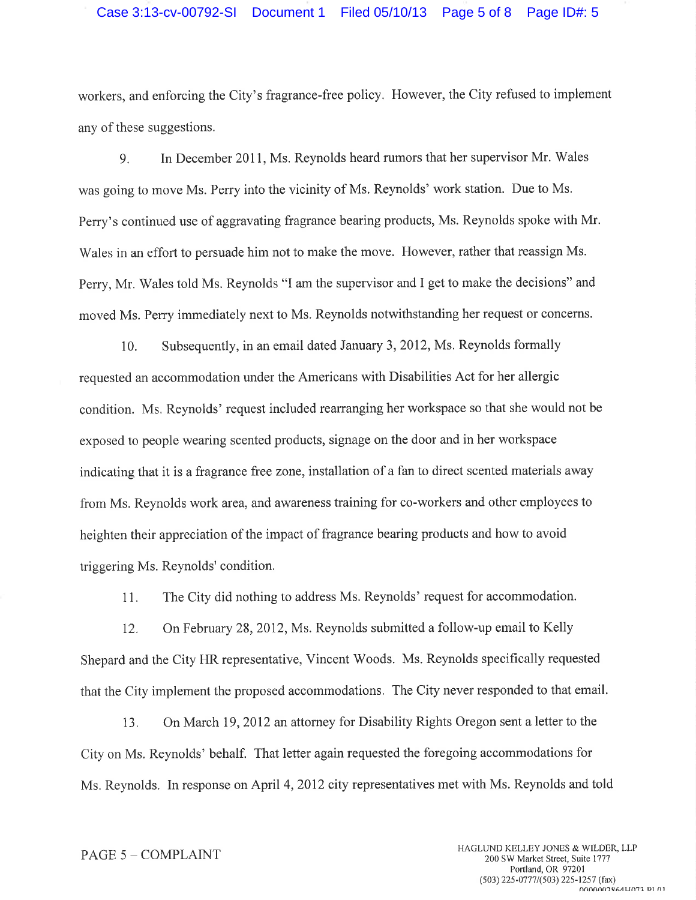workers, and enforcing the City's fragrance-free policy. However, the City refused to implement any of these suggestions.

9. In December 2011, Ms. Reynolds heard rumors that her supervisor Mr. Wales was going to move Ms. Perry into the vicinity of Ms. Reynolds' work station. Due to Ms. Perry's continued use of aggravating fragrance bearing products, Ms. Reynolds spoke with Mr. Wales in an effort to persuade him not to make the move. However, rather that reassign Ms. Perry, Mr. Wales told Ms. Reynolds "I am the supervisor and I get to make the decisions" and moved Ms. Perry immediately next to Ms. Reynolds notwithstanding her request or concerns.

10. Subsequently, in an email dated January 3, 2012, Ms. Reynolds formally requested an accommodation under the Americans with Disabilities Act for her allergic condition. Ms. Reynolds' request included rearranging her workspace so that she would not be exposed to people wearing scented products, signage on the door and in her workspace indicating that it is a fragrance free zone, installation of a fan to direct scented materials away from Ms. Reynolds work area, and awareness training for co-workers and other employees to heighten their appreciation of the impact of fragrance bearing products and how to avoid triggering Ms. Reynolds' condition.

11. The City did nothing to address Ms. Reynolds' request for accommodation.

12. On February 28, 2012, Ms. Reynolds submitted a follow-up email to Kelly Shepard and the City HR representative, Vincent Woods. Ms. Reynolds specifically requested that the City implement the proposed accommodations. The City never responded to that email.

13. On March 19, 2012 an attorney for Disability Rights Oregon sent a letter to the City on Ms. Reynolds' behalf. That letter again requested the foregoing accommodations for Ms. Reynolds. In response on April 4, 2012 city representatives met with Ms. Reynolds and told

PAGE 5 – COMPLAINT

HAGLUND KELLEY JONES & WILDER, LLP
200 SW Market Street, Suite 1777
Portland, OR 97201
(503) 225-0777/(503) 225-1257 (fax)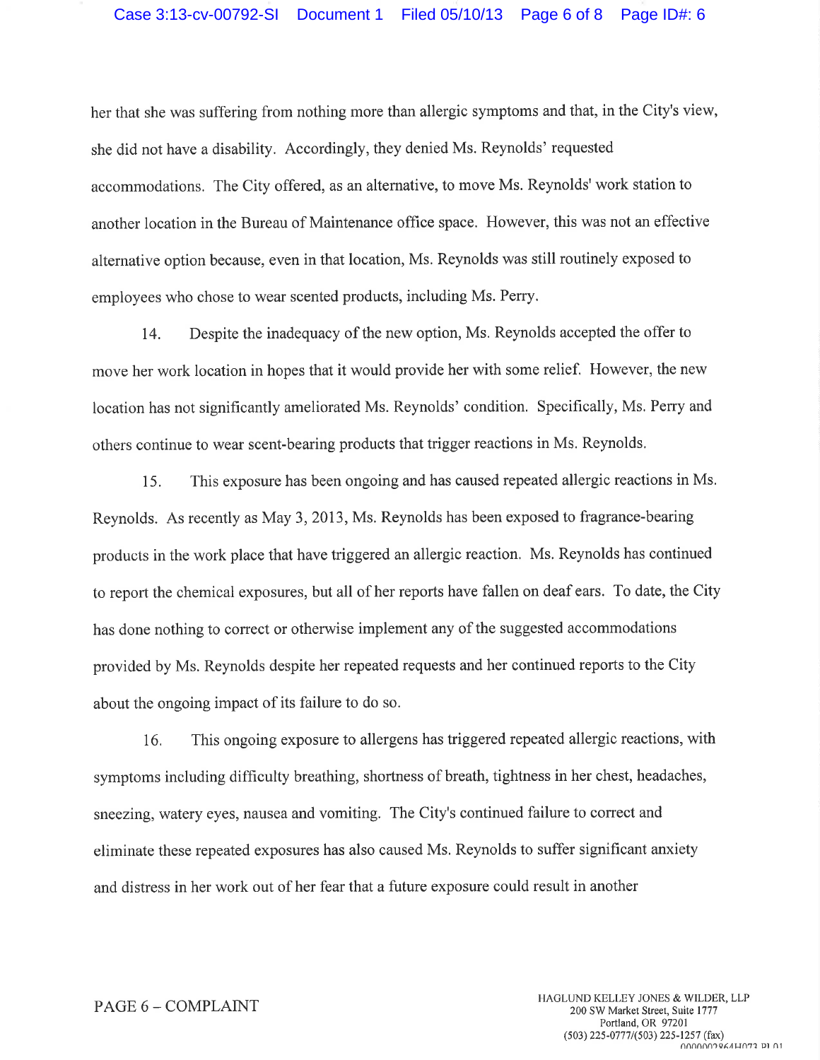her that she was suffering from nothing more than allergic symptoms and that, in the City's view, she did not have a disability. Accordingly, they denied Ms. Reynolds' requested accommodations. The City offered, as an alternative, to move Ms. Reynolds' work station to another location in the Bureau of Maintenance office space. However, this was not an effective alternative option because, even in that location, Ms. Reynolds was still routinely exposed to employees who chose to wear scented products, including Ms. Perry.

14. Despite the inadequacy of the new option, Ms. Reynolds accepted the offer to move her work location in hopes that it would provide her with some relief. However, the new location has not significantly ameliorated Ms. Reynolds' condition. Specifically, Ms. Perry and others continue to wear scent-bearing products that trigger reactions in Ms. Reynolds.

15. This exposure has been ongoing and has caused repeated allergic reactions in Ms. Reynolds. As recently as May 3, 2013, Ms. Reynolds has been exposed to fragrance-bearing products in the work place that have triggered an allergic reaction. Ms. Reynolds has continued to report the chemical exposures, but all of her reports have fallen on deaf ears. To date, the City has done nothing to correct or otherwise implement any of the suggested accommodations provided by Ms. Reynolds despite her repeated requests and her continued reports to the City about the ongoing impact of its failure to do so.

16. This ongoing exposure to allergens has triggered repeated allergic reactions, with symptoms including difficulty breathing, shortness of breath, tightness in her chest, headaches, sneezing, watery eyes, nausea and vomiting. The City's continued failure to correct and eliminate these repeated exposures has also caused Ms. Reynolds to suffer significant anxiety and distress in her work out of her fear that a future exposure could result in another

PAGE 6 – COMPLAINT

HAGLUND KELLEY JONES & WILDER, LLP
200 SW Market Street, Suite 1777
Portland, OR 97201
(503) 225-0777/(503) 225-1257 (fax)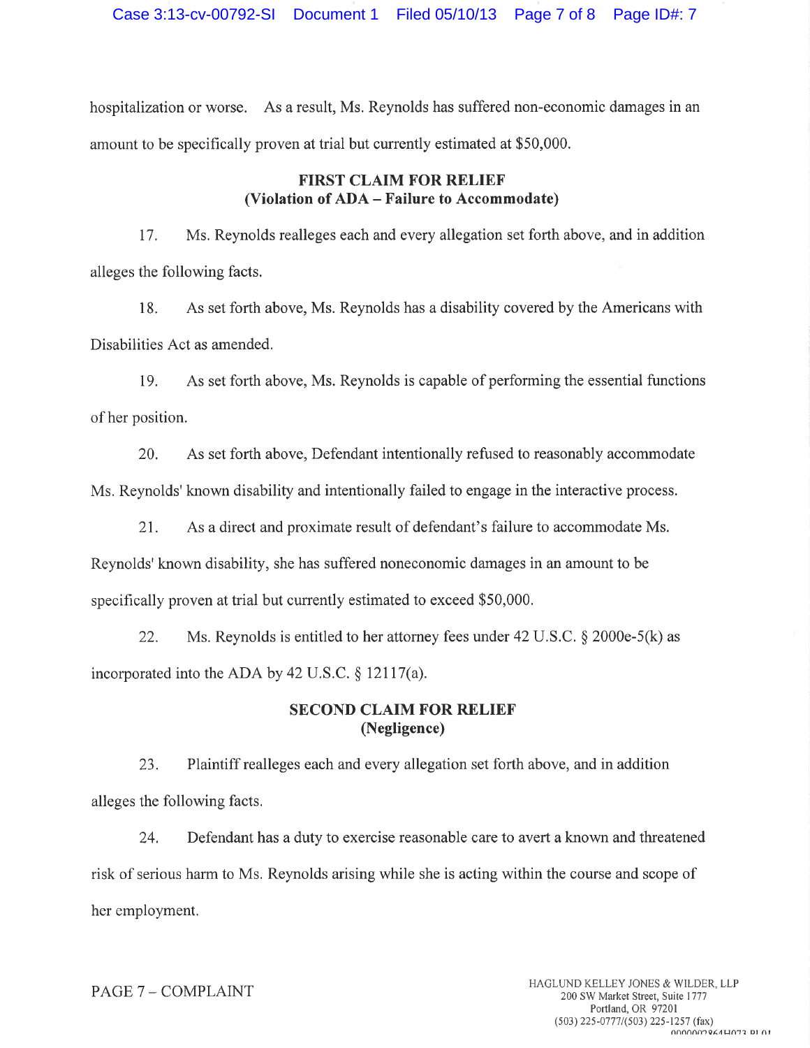hospitalization or worse. As a result, Ms. Reynolds has suffered non-economic damages in an amount to be specifically proven at trial but currently estimated at $50,000.

**FIRST CLAIM FOR RELIEF**
**(Violation of ADA – Failure to Accommodate)**

17. Ms. Reynolds realleges each and every allegation set forth above, and in addition alleges the following facts.

18. As set forth above, Ms. Reynolds has a disability covered by the Americans with Disabilities Act as amended.

19. As set forth above, Ms. Reynolds is capable of performing the essential functions of her position.

20. As set forth above, Defendant intentionally refused to reasonably accommodate Ms. Reynolds' known disability and intentionally failed to engage in the interactive process.

21. As a direct and proximate result of defendant's failure to accommodate Ms. Reynolds' known disability, she has suffered noneconomic damages in an amount to be specifically proven at trial but currently estimated to exceed $50,000.

22. Ms. Reynolds is entitled to her attorney fees under 42 U.S.C. § 2000e-5(k) as incorporated into the ADA by 42 U.S.C. § 12117(a).

**SECOND CLAIM FOR RELIEF**
**(Negligence)**

23. Plaintiff realleges each and every allegation set forth above, and in addition alleges the following facts.

24. Defendant has a duty to exercise reasonable care to avert a known and threatened risk of serious harm to Ms. Reynolds arising while she is acting within the course and scope of her employment.

PAGE 7 – COMPLAINT

HAGLUND KELLEY JONES & WILDER, LLP
200 SW Market Street, Suite 1777
Portland, OR 97201
(503) 225-0777/(503) 225-1257 (fax)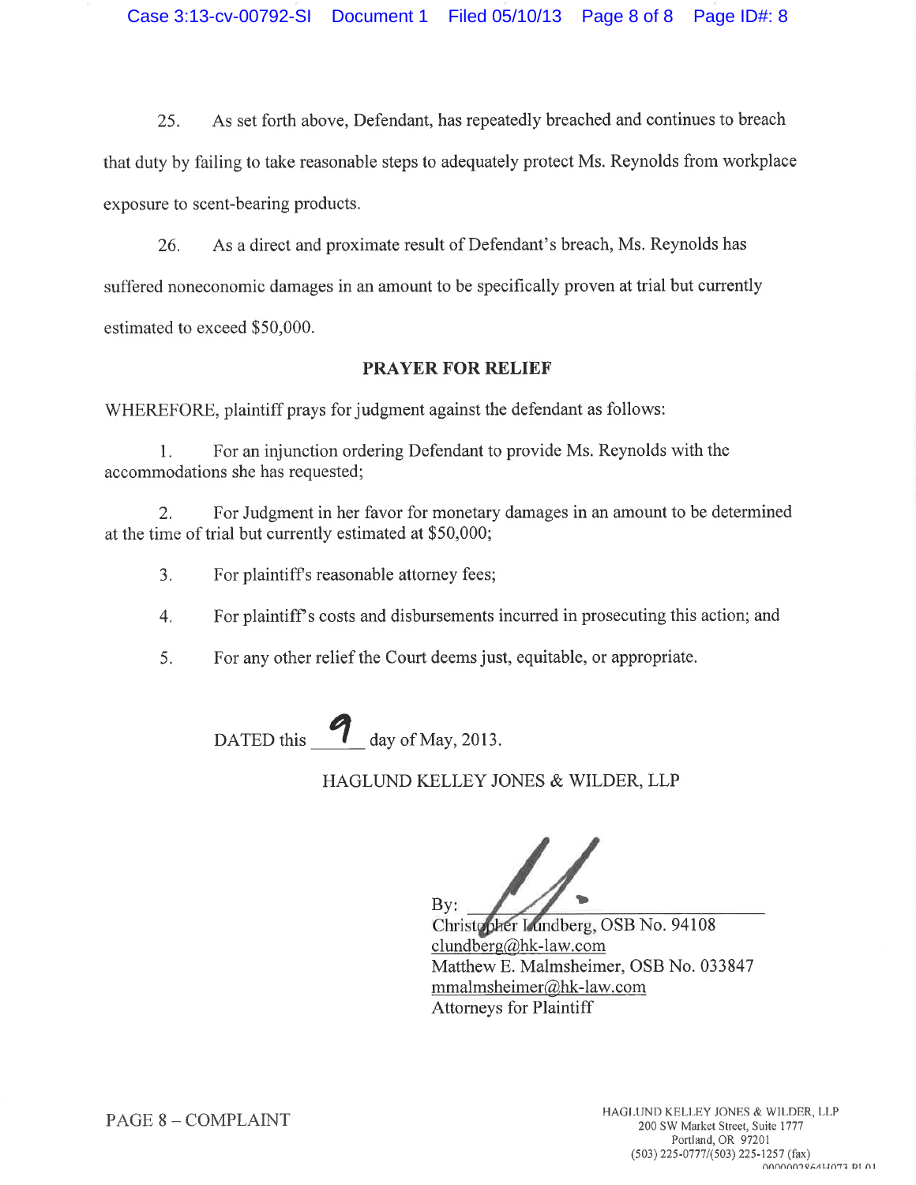25. As set forth above, Defendant, has repeatedly breached and continues to breach that duty by failing to take reasonable steps to adequately protect Ms. Reynolds from workplace exposure to scent-bearing products.

26. As a direct and proximate result of Defendant's breach, Ms. Reynolds has suffered noneconomic damages in an amount to be specifically proven at trial but currently estimated to exceed $50,000.

## PRAYER FOR RELIEF

WHEREFORE, plaintiff prays for judgment against the defendant as follows:

1. For an injunction ordering Defendant to provide Ms. Reynolds with the accommodations she has requested;

2. For Judgment in her favor for monetary damages in an amount to be determined at the time of trial but currently estimated at $50,000;

3. For plaintiff's reasonable attorney fees;

4. For plaintiff's costs and disbursements incurred in prosecuting this action; and

5. For any other relief the Court deems just, equitable, or appropriate.

DATED this 9 day of May, 2013.

HAGLUND KELLEY JONES & WILDER, LLP

By: ______________________
Christopher Lundberg, OSB No. 94108
clundberg@hk-law.com
Matthew E. Malmsheimer, OSB No. 033847
mmalmsheimer@hk-law.com
Attorneys for Plaintiff

PAGE 8 – COMPLAINT

HAGLUND KELLEY JONES & WILDER, LLP
200 SW Market Street, Suite 1777
Portland, OR 97201
(503) 225-0777/(503) 225-1257 (fax)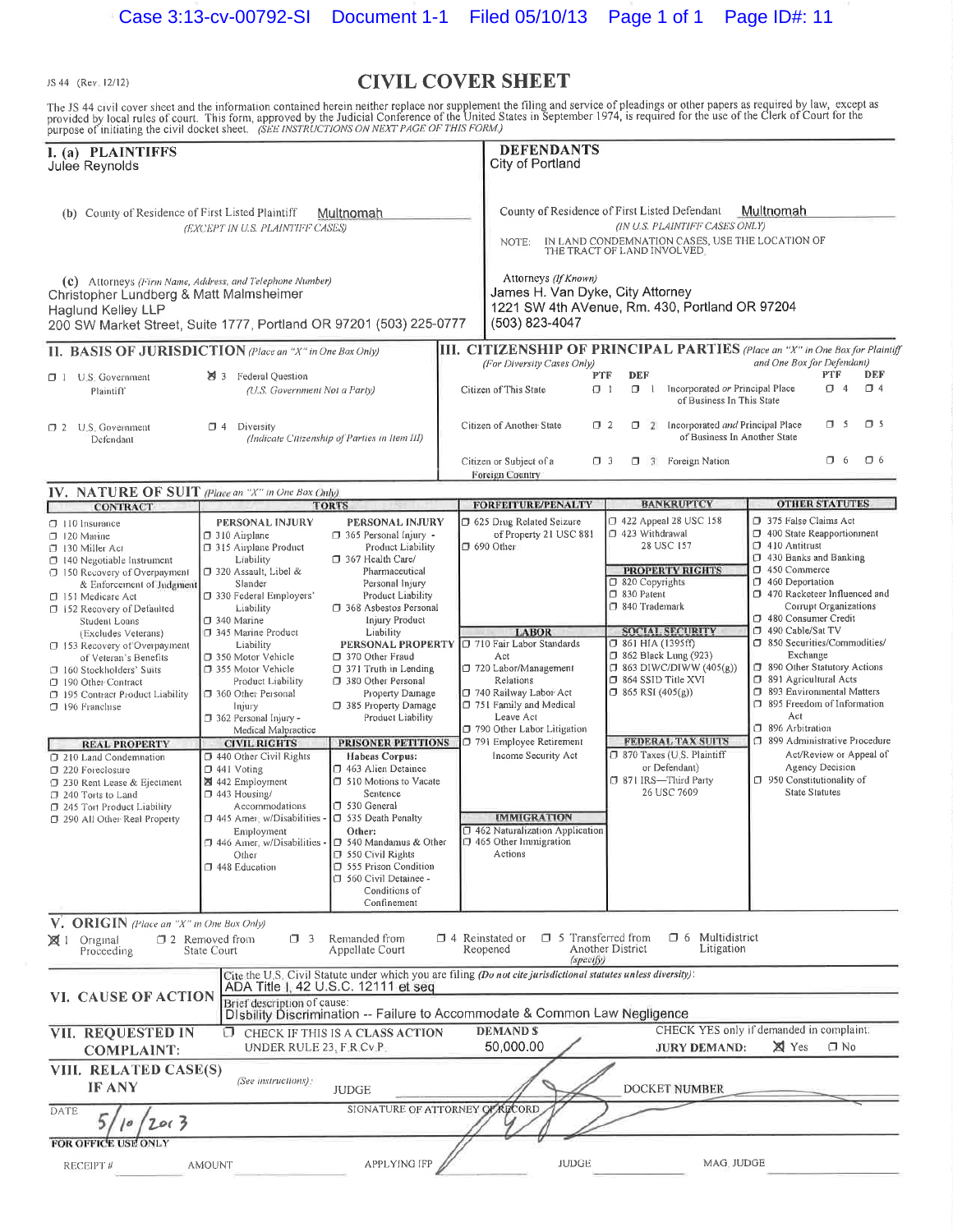JS 44 (Rev. 12/12)

# CIVIL COVER SHEET

The JS 44 civil cover sheet and the information contained herein neither replace nor supplement the filing and service of pleadings or other papers as required by law, except as provided by local rules of court. This form, approved by the Judicial Conference of the United States in September 1974, is required for the use of the Clerk of Court for the purpose of initiating the civil docket sheet. *(SEE INSTRUCTIONS ON NEXT PAGE OF THIS FORM.)*

**I. (a) PLAINTIFFS**
Julee Reynolds

**DEFENDANTS**
City of Portland

(b) County of Residence of First Listed Plaintiff: Multnomah
*(EXCEPT IN U.S. PLAINTIFF CASES)*

County of Residence of First Listed Defendant: Multnomah
*(IN U.S. PLAINTIFF CASES ONLY)*
NOTE: IN LAND CONDEMNATION CASES, USE THE LOCATION OF THE TRACT OF LAND INVOLVED.

(c) Attorneys *(Firm Name, Address, and Telephone Number)*
Christopher Lundberg & Matt Malmsheimer
Haglund Kelley LLP
200 SW Market Street, Suite 1777, Portland OR 97201 (503) 225-0777

Attorneys *(If Known)*
James H. Van Dyke, City Attorney
1221 SW 4th AVenue, Rm. 430, Portland OR 97204
(503) 823-4047

**II. BASIS OF JURISDICTION** *(Place an "X" in One Box Only)*

- ☐ 1 U.S. Government Plaintiff
- ☒ 3 Federal Question (U.S. Government Not a Party)
- ☐ 2 U.S. Government Defendant
- ☐ 4 Diversity (Indicate Citizenship of Parties in Item III)

**III. CITIZENSHIP OF PRINCIPAL PARTIES** *(Place an "X" in One Box for Plaintiff and One Box for Defendant)* *(For Diversity Cases Only)*

| | PTF | DEF | | PTF | DEF |
|---|---|---|---|---|---|
| Citizen of This State | ☐ 1 | ☐ 1 | Incorporated *or* Principal Place of Business In This State | ☐ 4 | ☐ 4 |
| Citizen of Another State | ☐ 2 | ☐ 2 | Incorporated *and* Principal Place of Business In Another State | ☐ 5 | ☐ 5 |
| Citizen or Subject of a Foreign Country | ☐ 3 | ☐ 3 | Foreign Nation | ☐ 6 | ☐ 6 |

**IV. NATURE OF SUIT** *(Place an "X" in One Box Only)*

**CONTRACT**
- ☐ 110 Insurance
- ☐ 120 Marine
- ☐ 130 Miller Act
- ☐ 140 Negotiable Instrument
- ☐ 150 Recovery of Overpayment & Enforcement of Judgment
- ☐ 151 Medicare Act
- ☐ 152 Recovery of Defaulted Student Loans (Excludes Veterans)
- ☐ 153 Recovery of Overpayment of Veteran's Benefits
- ☐ 160 Stockholders' Suits
- ☐ 190 Other Contract
- ☐ 195 Contract Product Liability
- ☐ 196 Franchise

**REAL PROPERTY**
- ☐ 210 Land Condemnation
- ☐ 220 Foreclosure
- ☐ 230 Rent Lease & Ejectment
- ☐ 240 Torts to Land
- ☐ 245 Tort Product Liability
- ☐ 290 All Other Real Property

**TORTS**

PERSONAL INJURY
- ☐ 310 Airplane
- ☐ 315 Airplane Product Liability
- ☐ 320 Assault, Libel & Slander
- ☐ 330 Federal Employers' Liability
- ☐ 340 Marine
- ☐ 345 Marine Product Liability
- ☐ 350 Motor Vehicle
- ☐ 355 Motor Vehicle Product Liability
- ☐ 360 Other Personal Injury
- ☐ 362 Personal Injury - Medical Malpractice

PERSONAL INJURY
- ☐ 365 Personal Injury - Product Liability
- ☐ 367 Health Care/ Pharmaceutical Personal Injury Product Liability
- ☐ 368 Asbestos Personal Injury Product Liability

PERSONAL PROPERTY
- ☐ 370 Other Fraud
- ☐ 371 Truth in Lending
- ☐ 380 Other Personal Property Damage
- ☐ 385 Property Damage Product Liability

**CIVIL RIGHTS**
- ☐ 440 Other Civil Rights
- ☐ 441 Voting
- ☒ 442 Employment
- ☐ 443 Housing/ Accommodations
- ☐ 445 Amer. w/Disabilities - Employment
- ☐ 446 Amer. w/Disabilities - Other
- ☐ 448 Education

**PRISONER PETITIONS**

Habeas Corpus:
- ☐ 463 Alien Detainee
- ☐ 510 Motions to Vacate Sentence
- ☐ 530 General
- ☐ 535 Death Penalty

Other:
- ☐ 540 Mandamus & Other
- ☐ 550 Civil Rights
- ☐ 555 Prison Condition
- ☐ 560 Civil Detainee - Conditions of Confinement

**FORFEITURE/PENALTY**
- ☐ 625 Drug Related Seizure of Property 21 USC 881
- ☐ 690 Other

**LABOR**
- ☐ 710 Fair Labor Standards Act
- ☐ 720 Labor/Management Relations
- ☐ 740 Railway Labor Act
- ☐ 751 Family and Medical Leave Act
- ☐ 790 Other Labor Litigation
- ☐ 791 Employee Retirement Income Security Act

**IMMIGRATION**
- ☐ 462 Naturalization Application
- ☐ 465 Other Immigration Actions

**BANKRUPTCY**
- ☐ 422 Appeal 28 USC 158
- ☐ 423 Withdrawal 28 USC 157

**PROPERTY RIGHTS**
- ☐ 820 Copyrights
- ☐ 830 Patent
- ☐ 840 Trademark

**SOCIAL SECURITY**
- ☐ 861 HIA (1395ff)
- ☐ 862 Black Lung (923)
- ☐ 863 DIWC/DIWW (405(g))
- ☐ 864 SSID Title XVI
- ☐ 865 RSI (405(g))

**FEDERAL TAX SUITS**
- ☐ 870 Taxes (U.S. Plaintiff or Defendant)
- ☐ 871 IRS—Third Party 26 USC 7609

**OTHER STATUTES**
- ☐ 375 False Claims Act
- ☐ 400 State Reapportionment
- ☐ 410 Antitrust
- ☐ 430 Banks and Banking
- ☐ 450 Commerce
- ☐ 460 Deportation
- ☐ 470 Racketeer Influenced and Corrupt Organizations
- ☐ 480 Consumer Credit
- ☐ 490 Cable/Sat TV
- ☐ 850 Securities/Commodities/ Exchange
- ☐ 890 Other Statutory Actions
- ☐ 891 Agricultural Acts
- ☐ 893 Environmental Matters
- ☐ 895 Freedom of Information Act
- ☐ 896 Arbitration
- ☐ 899 Administrative Procedure Act/Review or Appeal of Agency Decision
- ☐ 950 Constitutionality of State Statutes

**V. ORIGIN** *(Place an "X" in One Box Only)*

- ☒ 1 Original Proceeding
- ☐ 2 Removed from State Court
- ☐ 3 Remanded from Appellate Court
- ☐ 4 Reinstated or Reopened
- ☐ 5 Transferred from Another District *(specify)*
- ☐ 6 Multidistrict Litigation

**VI. CAUSE OF ACTION**

Cite the U.S. Civil Statute under which you are filing *(Do not cite jurisdictional statutes unless diversity)*:
ADA Title I, 42 U.S.C. 12111 et seq

Brief description of cause:
DIsbility Discrimination -- Failure to Accommodate & Common Law Negligence

**VII. REQUESTED IN COMPLAINT:**
☐ CHECK IF THIS IS A CLASS ACTION UNDER RULE 23, F.R.Cv.P.
DEMAND $ 50,000.00
CHECK YES only if demanded in complaint:
JURY DEMAND: ☒ Yes ☐ No

**VIII. RELATED CASE(S) IF ANY** *(See instructions)*:
JUDGE ______ DOCKET NUMBER ______

DATE: 5/10/2013
SIGNATURE OF ATTORNEY OF RECORD

**FOR OFFICE USE ONLY**

RECEIPT # ______ AMOUNT ______ APPLYING IFP ______ JUDGE ______ MAG. JUDGE ______